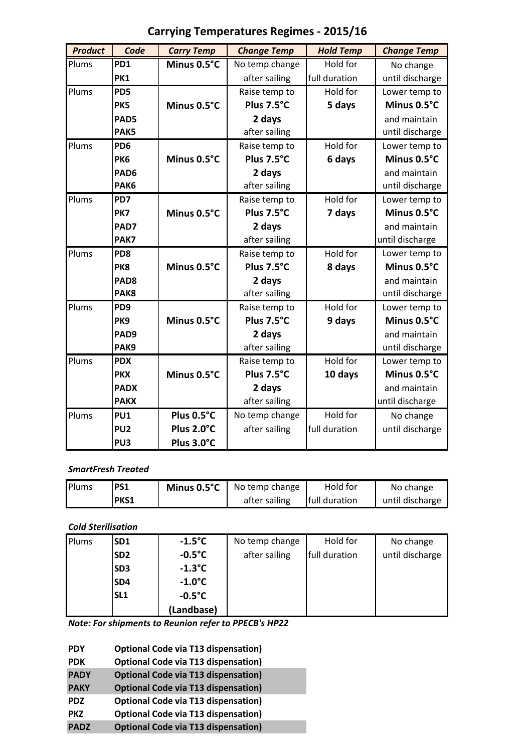# Carrying Temperatures Regimes - 2015/16

| Product | Code | Carry Temp | Change Temp | Hold Temp | Change Temp |
|---|---|---|---|---|---|
| Plums | **PD1**<br>**PK1** | **Minus 0.5°C** | No temp change after sailing | Hold for full duration | No change until discharge |
| Plums | **PD5**<br>**PK5**<br>**PAD5**<br>**PAK5** | **Minus 0.5°C** | Raise temp to **Plus 7.5°C** **2 days** after sailing | Hold for **5 days** | Lower temp to **Minus 0.5°C** and maintain until discharge |
| Plums | **PD6**<br>**PK6**<br>**PAD6**<br>**PAK6** | **Minus 0.5°C** | Raise temp to **Plus 7.5°C** **2 days** after sailing | Hold for **6 days** | Lower temp to **Minus 0.5°C** and maintain until discharge |
| Plums | **PD7**<br>**PK7**<br>**PAD7**<br>**PAK7** | **Minus 0.5°C** | Raise temp to **Plus 7.5°C** **2 days** after sailing | Hold for **7 days** | Lower temp to **Minus 0.5°C** and maintain until discharge |
| Plums | **PD8**<br>**PK8**<br>**PAD8**<br>**PAK8** | **Minus 0.5°C** | Raise temp to **Plus 7.5°C** **2 days** after sailing | Hold for **8 days** | Lower temp to **Minus 0.5°C** and maintain until discharge |
| Plums | **PD9**<br>**PK9**<br>**PAD9**<br>**PAK9** | **Minus 0.5°C** | Raise temp to **Plus 7.5°C** **2 days** after sailing | Hold for **9 days** | Lower temp to **Minus 0.5°C** and maintain until discharge |
| Plums | **PDX**<br>**PKX**<br>**PADX**<br>**PAKX** | **Minus 0.5°C** | Raise temp to **Plus 7.5°C** **2 days** after sailing | Hold for **10 days** | Lower temp to **Minus 0.5°C** and maintain until discharge |
| Plums | **PU1**<br>**PU2**<br>**PU3** | **Plus 0.5°C**<br>**Plus 2.0°C**<br>**Plus 3.0°C** | No temp change after sailing | Hold for full duration | No change until discharge |

***SmartFresh Treated***

| Product | Code | Carry Temp | Change Temp | Hold Temp | Change Temp |
|---|---|---|---|---|---|
| Plums | **PS1**<br>**PKS1** | **Minus 0.5°C** | No temp change after sailing | Hold for full duration | No change until discharge |

***Cold Sterilisation***

| Product | Code | Carry Temp | Change Temp | Hold Temp | Change Temp |
|---|---|---|---|---|---|
| Plums | **SD1**<br>**SD2**<br>**SD3**<br>**SD4**<br>**SL1** | **-1.5°C**<br>**-0.5°C**<br>**-1.3°C**<br>**-1.0°C**<br>**-0.5°C**<br>**(Landbase)** | No temp change after sailing | Hold for full duration | No change until discharge |

***Note: For shipments to Reunion refer to PPECB's HP22***

| | |
|---|---|
| **PDY** | **Optional Code via T13 dispensation)** |
| **PDK** | **Optional Code via T13 dispensation)** |
| **PADY** | **Optional Code via T13 dispensation)** |
| **PAKY** | **Optional Code via T13 dispensation)** |
| **PDZ** | **Optional Code via T13 dispensation)** |
| **PKZ** | **Optional Code via T13 dispensation)** |
| **PADZ** | **Optional Code via T13 dispensation)** |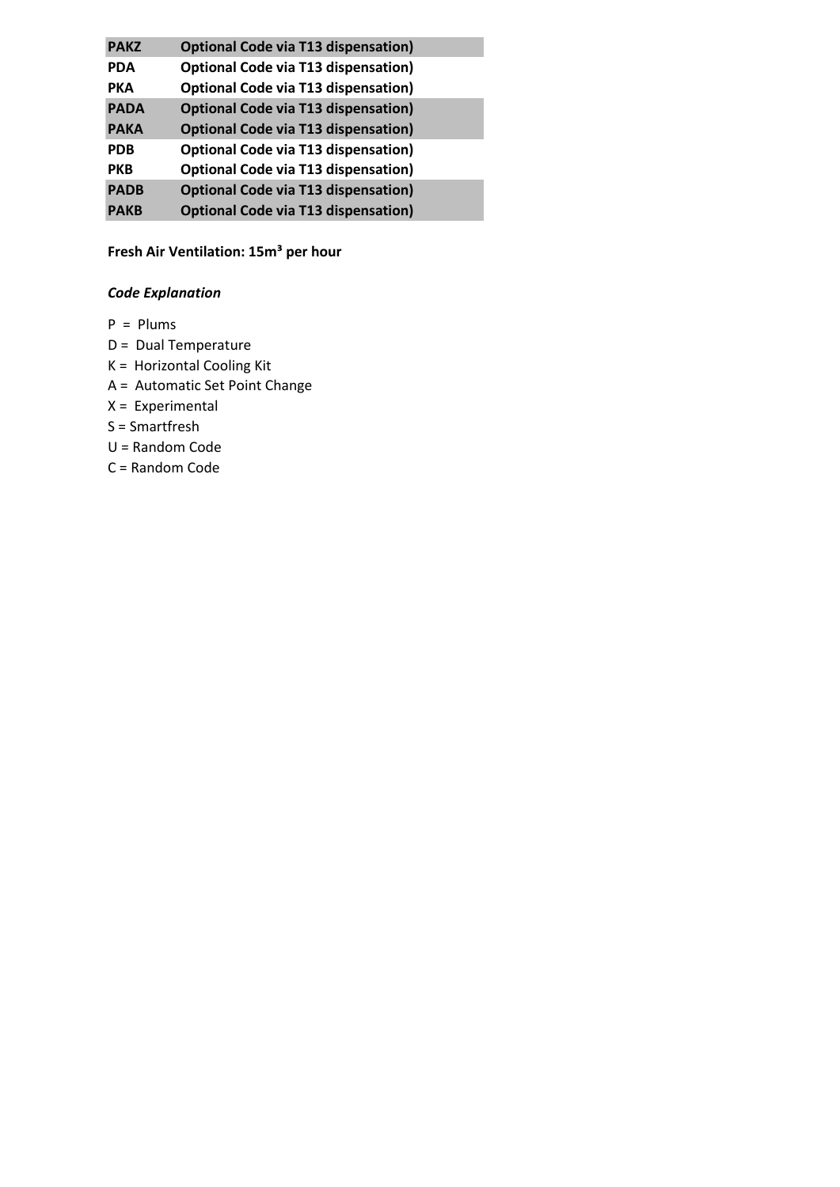| | |
|---|---|
| **PAKZ** | **Optional Code via T13 dispensation)** |
| **PDA** | **Optional Code via T13 dispensation)** |
| **PKA** | **Optional Code via T13 dispensation)** |
| **PADA** | **Optional Code via T13 dispensation)** |
| **PAKA** | **Optional Code via T13 dispensation)** |
| **PDB** | **Optional Code via T13 dispensation)** |
| **PKB** | **Optional Code via T13 dispensation)** |
| **PADB** | **Optional Code via T13 dispensation)** |
| **PAKB** | **Optional Code via T13 dispensation)** |

**Fresh Air Ventilation: 15m³ per hour**

***Code Explanation***

P = Plums
D = Dual Temperature
K = Horizontal Cooling Kit
A = Automatic Set Point Change
X = Experimental
S = Smartfresh
U = Random Code
C = Random Code